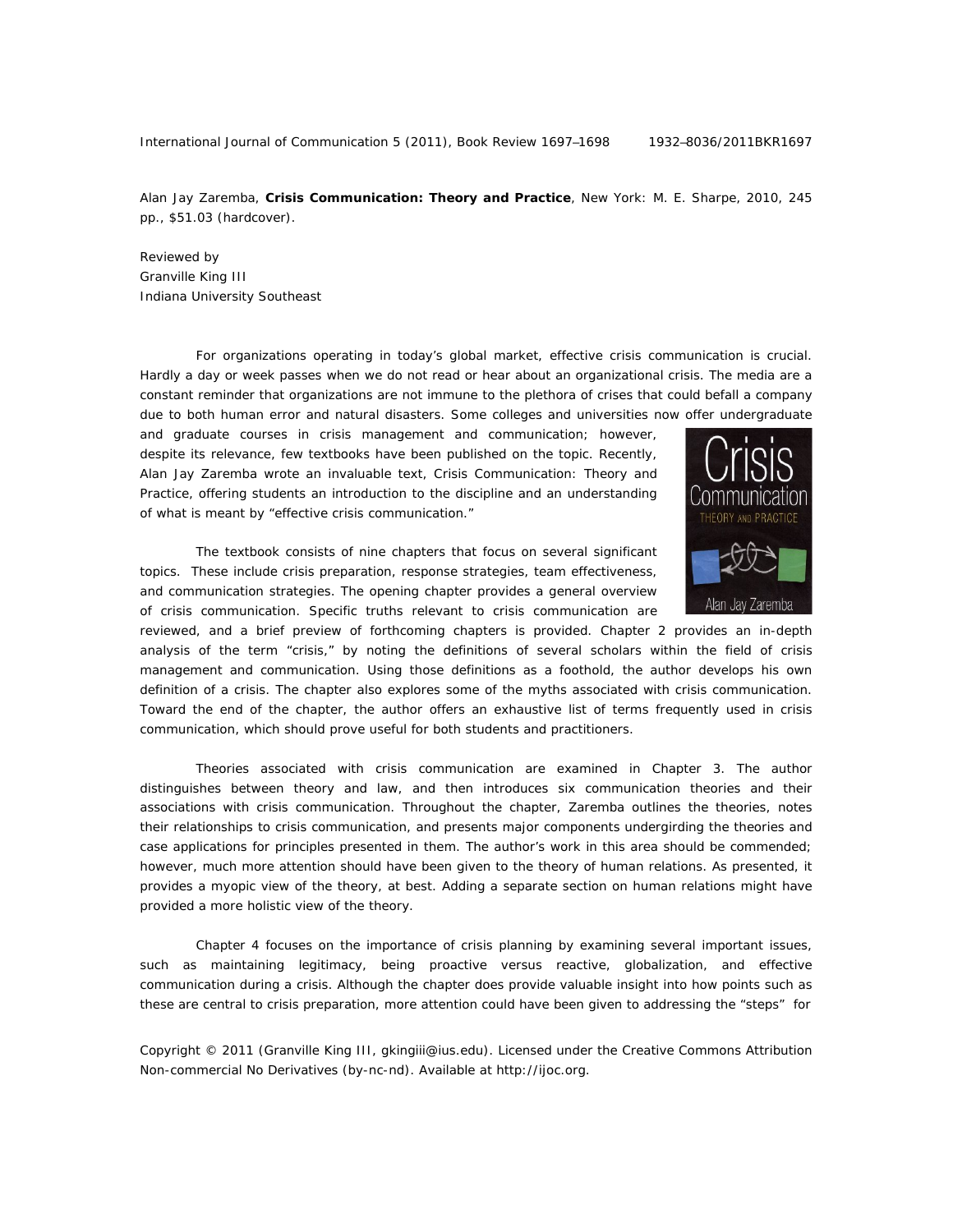Alan Jay Zaremba, **Crisis Communication: Theory and Practice**, New York: M. E. Sharpe, 2010, 245 pp., $51.03 (hardcover).

Reviewed by
Granville King III
Indiana University Southeast

For organizations operating in today's global market, effective crisis communication is crucial. Hardly a day or week passes when we do not read or hear about an organizational crisis. The media are a constant reminder that organizations are not immune to the plethora of crises that could befall a company due to both human error and natural disasters. Some colleges and universities now offer undergraduate and graduate courses in crisis management and communication; however, despite its relevance, few textbooks have been published on the topic. Recently, Alan Jay Zaremba wrote an invaluable text, Crisis Communication: Theory and Practice, offering students an introduction to the discipline and an understanding of what is meant by "effective crisis communication."

The textbook consists of nine chapters that focus on several significant topics. These include crisis preparation, response strategies, team effectiveness, and communication strategies. The opening chapter provides a general overview of crisis communication. Specific truths relevant to crisis communication are reviewed, and a brief preview of forthcoming chapters is provided. Chapter 2 provides an in-depth analysis of the term "crisis," by noting the definitions of several scholars within the field of crisis management and communication. Using those definitions as a foothold, the author develops his own definition of a crisis. The chapter also explores some of the myths associated with crisis communication. Toward the end of the chapter, the author offers an exhaustive list of terms frequently used in crisis communication, which should prove useful for both students and practitioners.

Theories associated with crisis communication are examined in Chapter 3. The author distinguishes between theory and law, and then introduces six communication theories and their associations with crisis communication. Throughout the chapter, Zaremba outlines the theories, notes their relationships to crisis communication, and presents major components undergirding the theories and case applications for principles presented in them. The author's work in this area should be commended; however, much more attention should have been given to the theory of human relations. As presented, it provides a myopic view of the theory, at best. Adding a separate section on human relations might have provided a more holistic view of the theory.

Chapter 4 focuses on the importance of crisis planning by examining several important issues, such as maintaining legitimacy, being proactive versus reactive, globalization, and effective communication during a crisis. Although the chapter does provide valuable insight into how points such as these are central to crisis preparation, more attention could have been given to addressing the "steps" for

Copyright © 2011 (Granville King III, gkingiii@ius.edu). Licensed under the Creative Commons Attribution Non-commercial No Derivatives (by-nc-nd). Available at http://ijoc.org.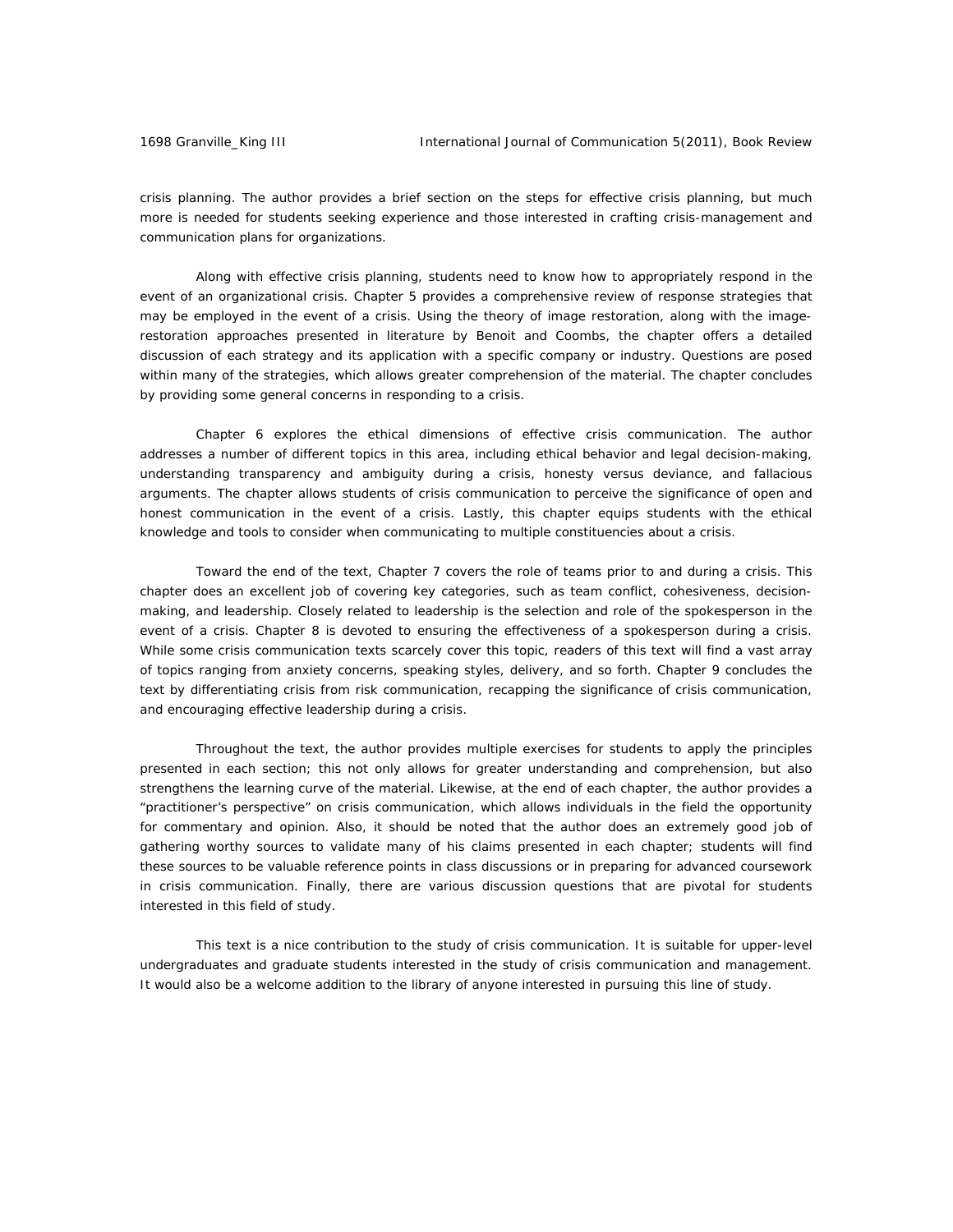crisis planning. The author provides a brief section on the steps for effective crisis planning, but much more is needed for students seeking experience and those interested in crafting crisis-management and communication plans for organizations.

Along with effective crisis planning, students need to know how to appropriately respond in the event of an organizational crisis. Chapter 5 provides a comprehensive review of response strategies that may be employed in the event of a crisis. Using the theory of image restoration, along with the image-restoration approaches presented in literature by Benoit and Coombs, the chapter offers a detailed discussion of each strategy and its application with a specific company or industry. Questions are posed within many of the strategies, which allows greater comprehension of the material. The chapter concludes by providing some general concerns in responding to a crisis.

Chapter 6 explores the ethical dimensions of effective crisis communication. The author addresses a number of different topics in this area, including ethical behavior and legal decision-making, understanding transparency and ambiguity during a crisis, honesty versus deviance, and fallacious arguments. The chapter allows students of crisis communication to perceive the significance of open and honest communication in the event of a crisis. Lastly, this chapter equips students with the ethical knowledge and tools to consider when communicating to multiple constituencies about a crisis.

Toward the end of the text, Chapter 7 covers the role of teams prior to and during a crisis. This chapter does an excellent job of covering key categories, such as team conflict, cohesiveness, decision-making, and leadership. Closely related to leadership is the selection and role of the spokesperson in the event of a crisis. Chapter 8 is devoted to ensuring the effectiveness of a spokesperson during a crisis. While some crisis communication texts scarcely cover this topic, readers of this text will find a vast array of topics ranging from anxiety concerns, speaking styles, delivery, and so forth. Chapter 9 concludes the text by differentiating crisis from risk communication, recapping the significance of crisis communication, and encouraging effective leadership during a crisis.

Throughout the text, the author provides multiple exercises for students to apply the principles presented in each section; this not only allows for greater understanding and comprehension, but also strengthens the learning curve of the material. Likewise, at the end of each chapter, the author provides a "practitioner's perspective" on crisis communication, which allows individuals in the field the opportunity for commentary and opinion. Also, it should be noted that the author does an extremely good job of gathering worthy sources to validate many of his claims presented in each chapter; students will find these sources to be valuable reference points in class discussions or in preparing for advanced coursework in crisis communication. Finally, there are various discussion questions that are pivotal for students interested in this field of study.

This text is a nice contribution to the study of crisis communication. It is suitable for upper-level undergraduates and graduate students interested in the study of crisis communication and management. It would also be a welcome addition to the library of anyone interested in pursuing this line of study.